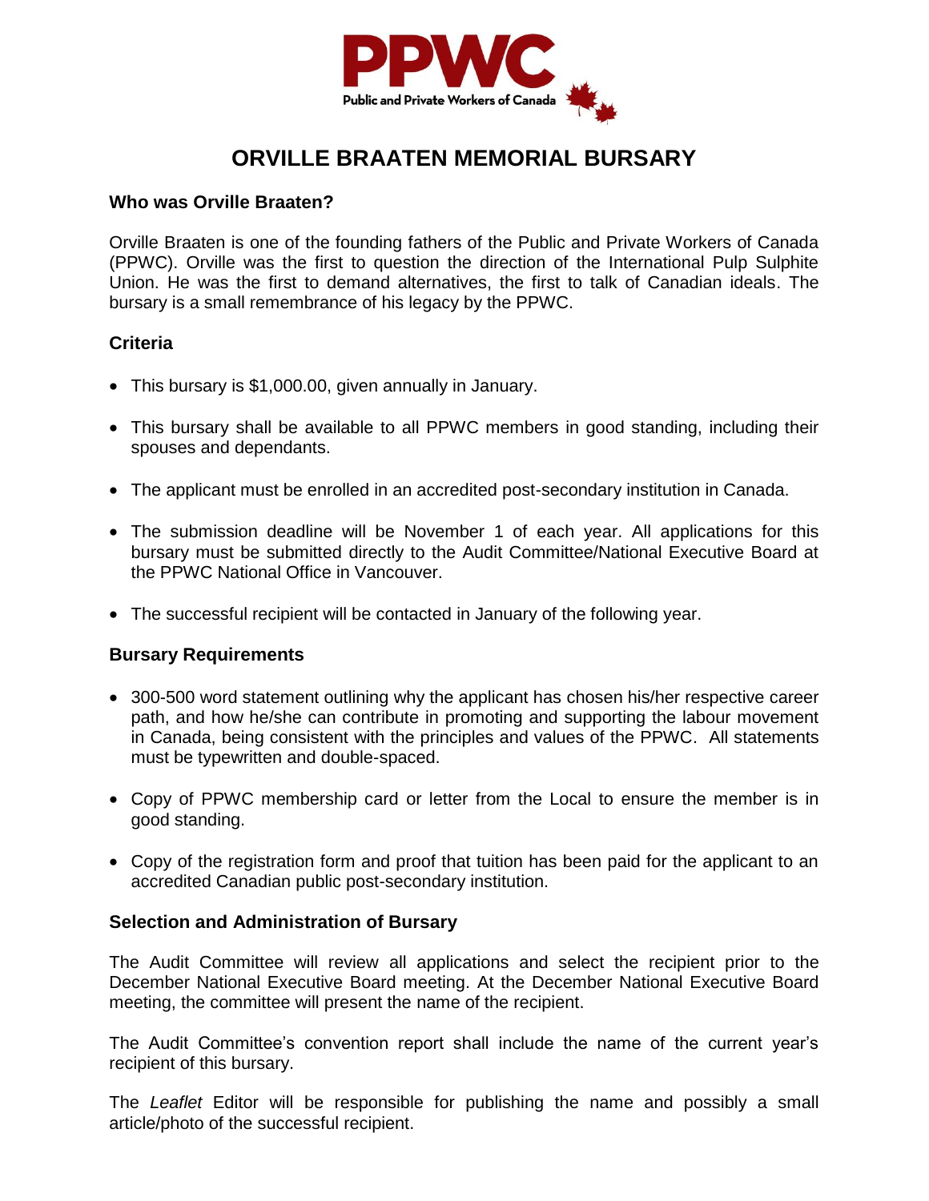PPWC

Public and Private Workers of Canada

# ORVILLE BRAATEN MEMORIAL BURSARY

### Who was Orville Braaten?

Orville Braaten is one of the founding fathers of the Public and Private Workers of Canada (PPWC). Orville was the first to question the direction of the International Pulp Sulphite Union. He was the first to demand alternatives, the first to talk of Canadian ideals. The bursary is a small remembrance of his legacy by the PPWC.

### Criteria

- This bursary is $1,000.00, given annually in January.
- This bursary shall be available to all PPWC members in good standing, including their spouses and dependants.
- The applicant must be enrolled in an accredited post-secondary institution in Canada.
- The submission deadline will be November 1 of each year. All applications for this bursary must be submitted directly to the Audit Committee/National Executive Board at the PPWC National Office in Vancouver.
- The successful recipient will be contacted in January of the following year.

### Bursary Requirements

- 300-500 word statement outlining why the applicant has chosen his/her respective career path, and how he/she can contribute in promoting and supporting the labour movement in Canada, being consistent with the principles and values of the PPWC. All statements must be typewritten and double-spaced.
- Copy of PPWC membership card or letter from the Local to ensure the member is in good standing.
- Copy of the registration form and proof that tuition has been paid for the applicant to an accredited Canadian public post-secondary institution.

### Selection and Administration of Bursary

The Audit Committee will review all applications and select the recipient prior to the December National Executive Board meeting. At the December National Executive Board meeting, the committee will present the name of the recipient.

The Audit Committee's convention report shall include the name of the current year's recipient of this bursary.

The *Leaflet* Editor will be responsible for publishing the name and possibly a small article/photo of the successful recipient.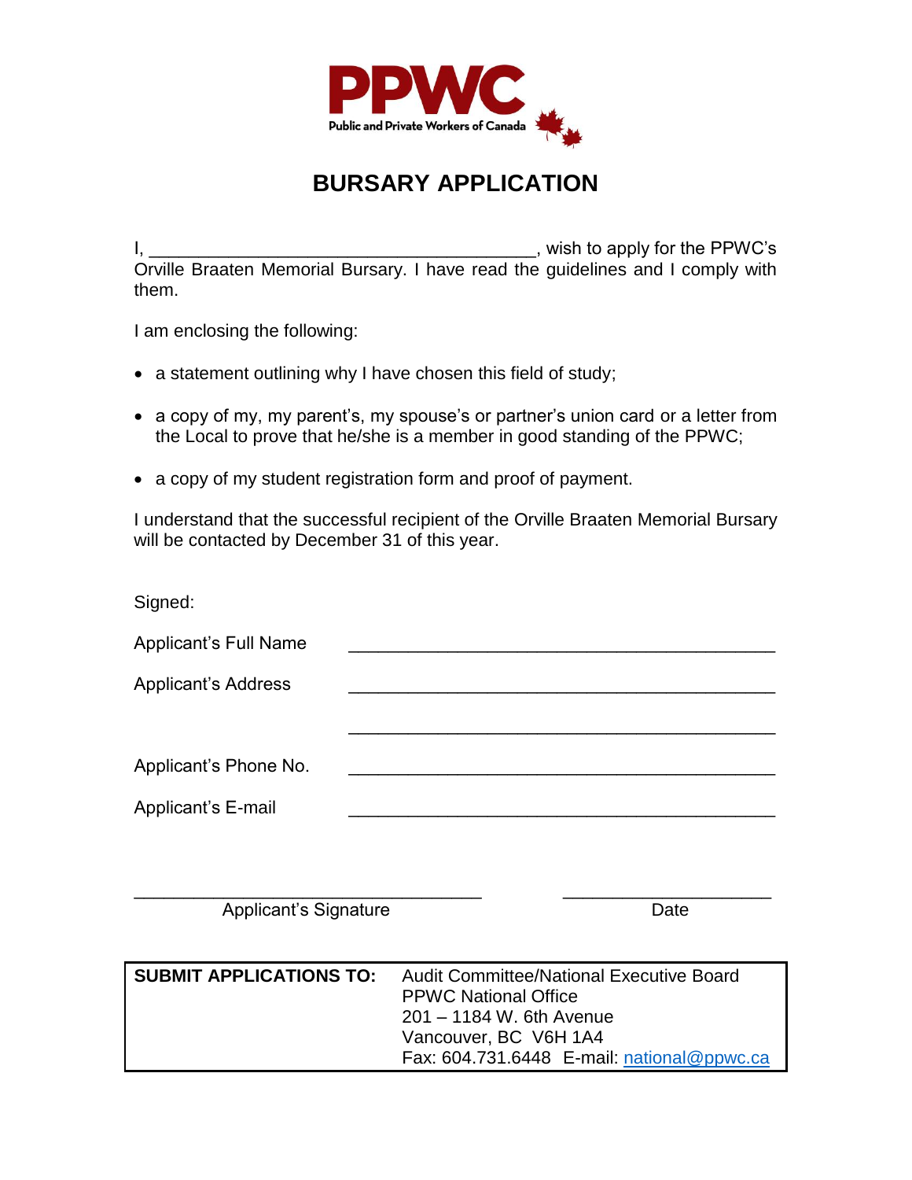PPWC

Public and Private Workers of Canada

# BURSARY APPLICATION

I, ________________________________________, wish to apply for the PPWC's Orville Braaten Memorial Bursary. I have read the guidelines and I comply with them.

I am enclosing the following:

- a statement outlining why I have chosen this field of study;
- a copy of my, my parent's, my spouse's or partner's union card or a letter from the Local to prove that he/she is a member in good standing of the PPWC;
- a copy of my student registration form and proof of payment.

I understand that the successful recipient of the Orville Braaten Memorial Bursary will be contacted by December 31 of this year.

Signed:

Applicant's Full Name ____________________________________________

Applicant's Address ____________________________________________

____________________________________________

Applicant's Phone No. ____________________________________________

Applicant's E-mail ____________________________________________

____________________________________ ______________________

Applicant's Signature Date

| | |
|---|---|
| **SUBMIT APPLICATIONS TO:** | Audit Committee/National Executive Board<br>PPWC National Office<br>201 – 1184 W. 6th Avenue<br>Vancouver, BC V6H 1A4<br>Fax: 604.731.6448 E-mail: national@ppwc.ca |